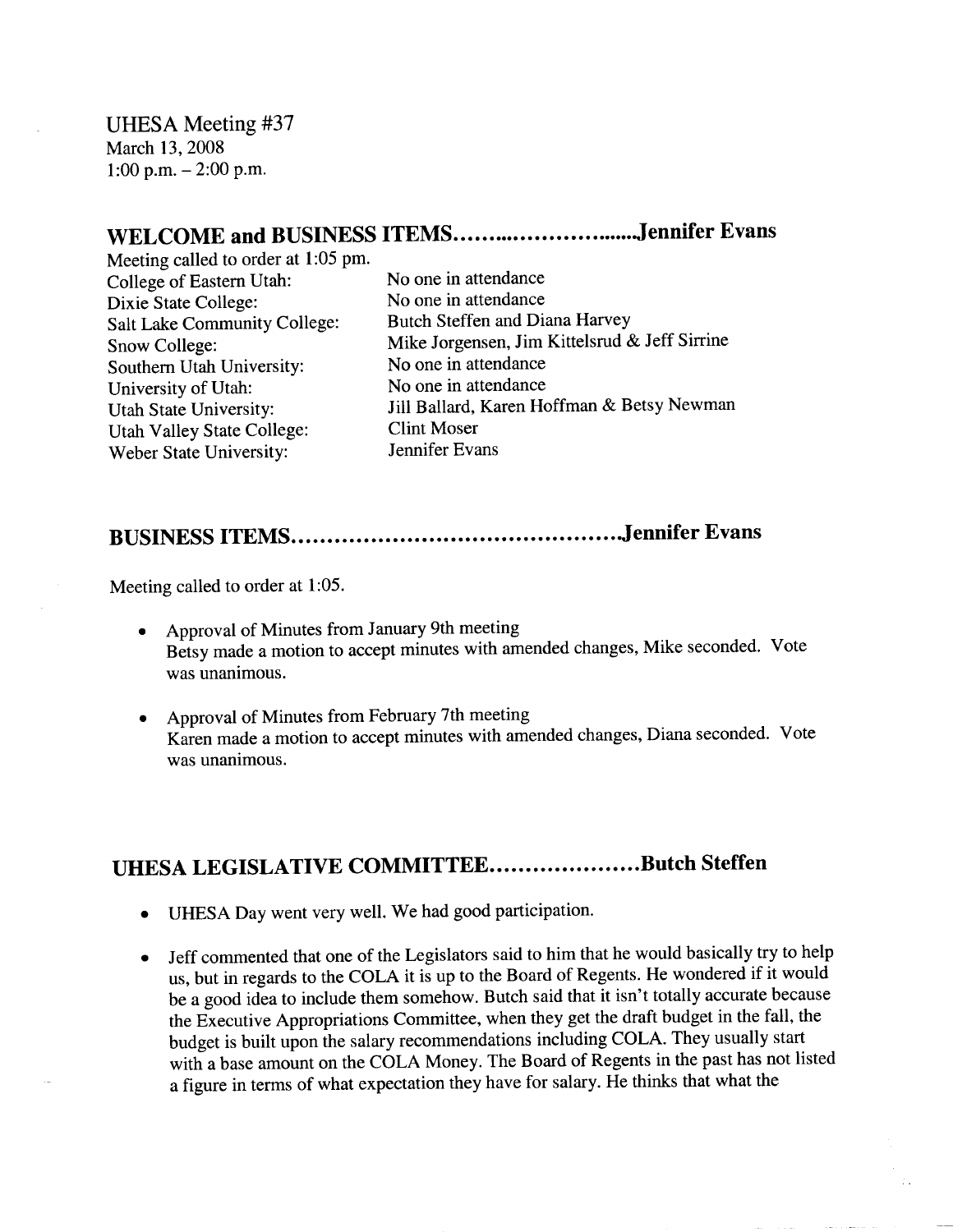UHESA Meeting #37
March 13, 2008
1:00 p.m. – 2:00 p.m.

## WELCOME and BUSINESS ITEMS……………………..Jennifer Evans

Meeting called to order at 1:05 pm.

| | |
|---|---|
| College of Eastern Utah: | No one in attendance |
| Dixie State College: | No one in attendance |
| Salt Lake Community College: | Butch Steffen and Diana Harvey |
| Snow College: | Mike Jorgensen, Jim Kittelsrud & Jeff Sirrine |
| Southern Utah University: | No one in attendance |
| University of Utah: | No one in attendance |
| Utah State University: | Jill Ballard, Karen Hoffman & Betsy Newman |
| Utah Valley State College: | Clint Moser |
| Weber State University: | Jennifer Evans |

## BUSINESS ITEMS……………………………………….Jennifer Evans

Meeting called to order at 1:05.

- Approval of Minutes from January 9th meeting
  Betsy made a motion to accept minutes with amended changes, Mike seconded. Vote was unanimous.

- Approval of Minutes from February 7th meeting
  Karen made a motion to accept minutes with amended changes, Diana seconded. Vote was unanimous.

## UHESA LEGISLATIVE COMMITTEE…………………Butch Steffen

- UHESA Day went very well. We had good participation.

- Jeff commented that one of the Legislators said to him that he would basically try to help us, but in regards to the COLA it is up to the Board of Regents. He wondered if it would be a good idea to include them somehow. Butch said that it isn't totally accurate because the Executive Appropriations Committee, when they get the draft budget in the fall, the budget is built upon the salary recommendations including COLA. They usually start with a base amount on the COLA Money. The Board of Regents in the past has not listed a figure in terms of what expectation they have for salary. He thinks that what the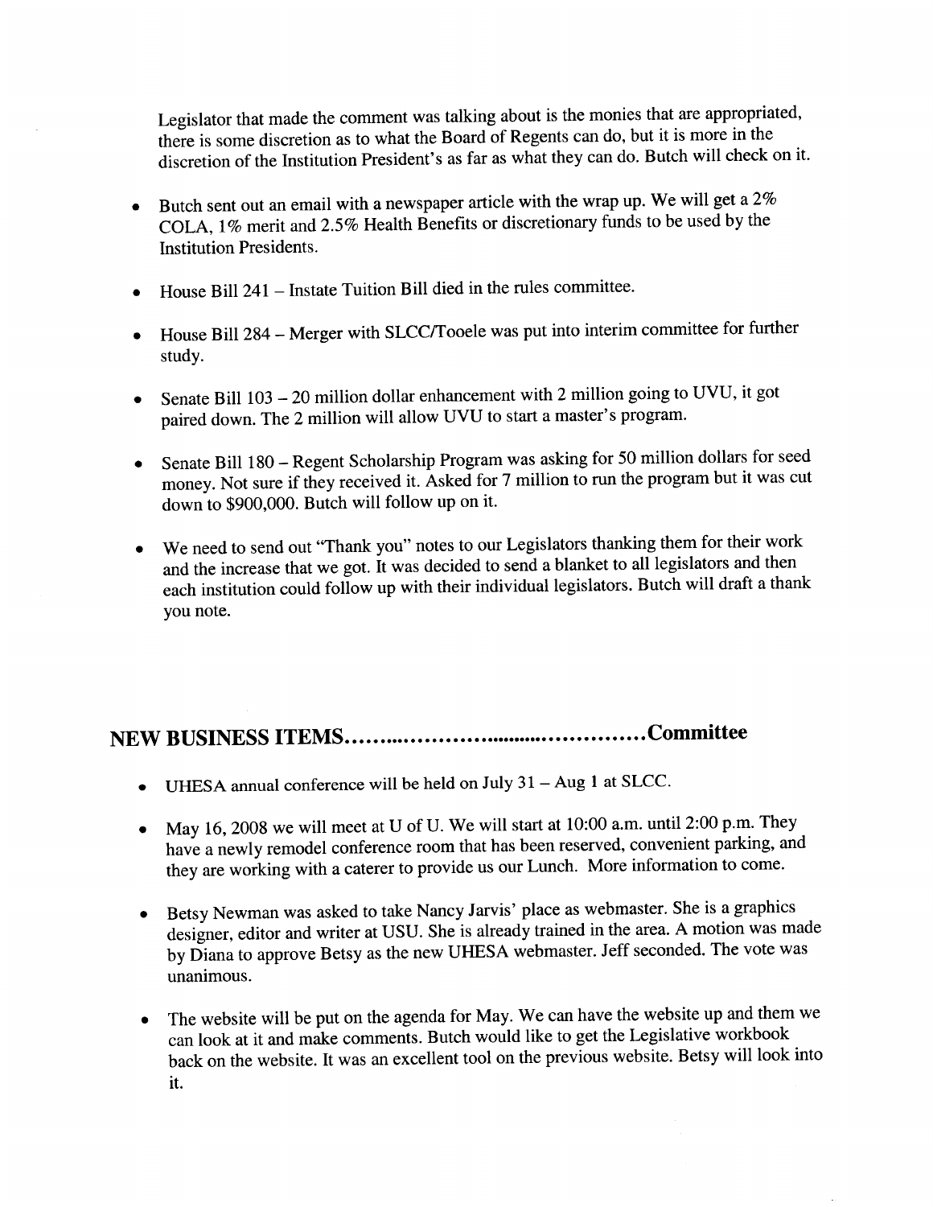Legislator that made the comment was talking about is the monies that are appropriated, there is some discretion as to what the Board of Regents can do, but it is more in the discretion of the Institution President's as far as what they can do. Butch will check on it.

- Butch sent out an email with a newspaper article with the wrap up. We will get a 2% COLA, 1% merit and 2.5% Health Benefits or discretionary funds to be used by the Institution Presidents.
- House Bill 241 – Instate Tuition Bill died in the rules committee.
- House Bill 284 – Merger with SLCC/Tooele was put into interim committee for further study.
- Senate Bill 103 – 20 million dollar enhancement with 2 million going to UVU, it got paired down. The 2 million will allow UVU to start a master's program.
- Senate Bill 180 – Regent Scholarship Program was asking for 50 million dollars for seed money. Not sure if they received it. Asked for 7 million to run the program but it was cut down to $900,000. Butch will follow up on it.
- We need to send out "Thank you" notes to our Legislators thanking them for their work and the increase that we got. It was decided to send a blanket to all legislators and then each institution could follow up with their individual legislators. Butch will draft a thank you note.

## NEW BUSINESS ITEMS……………………………………Committee

- UHESA annual conference will be held on July 31 – Aug 1 at SLCC.
- May 16, 2008 we will meet at U of U. We will start at 10:00 a.m. until 2:00 p.m. They have a newly remodel conference room that has been reserved, convenient parking, and they are working with a caterer to provide us our Lunch. More information to come.
- Betsy Newman was asked to take Nancy Jarvis' place as webmaster. She is a graphics designer, editor and writer at USU. She is already trained in the area. A motion was made by Diana to approve Betsy as the new UHESA webmaster. Jeff seconded. The vote was unanimous.
- The website will be put on the agenda for May. We can have the website up and them we can look at it and make comments. Butch would like to get the Legislative workbook back on the website. It was an excellent tool on the previous website. Betsy will look into it.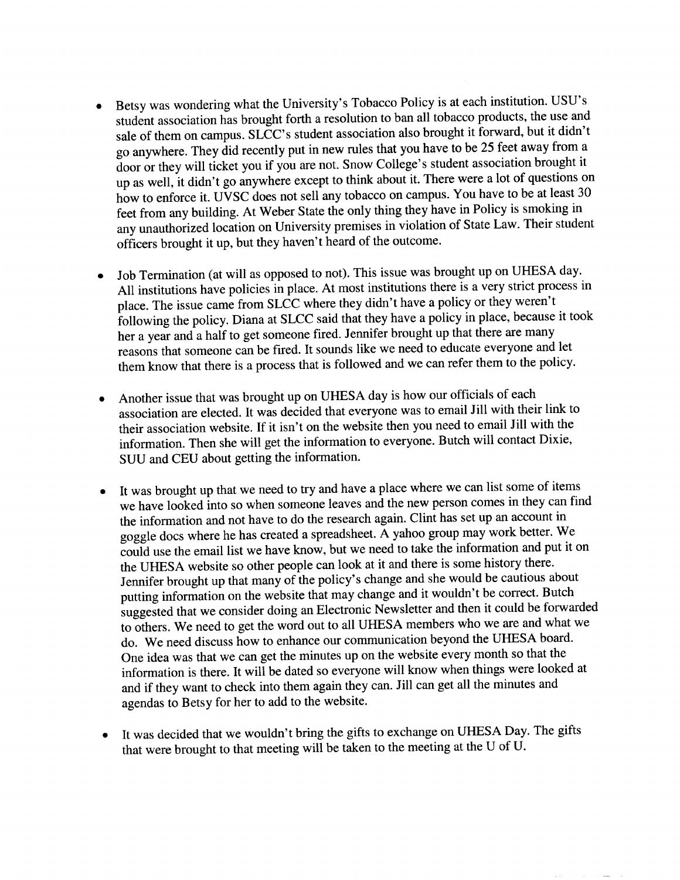- Betsy was wondering what the University's Tobacco Policy is at each institution. USU's student association has brought forth a resolution to ban all tobacco products, the use and sale of them on campus. SLCC's student association also brought it forward, but it didn't go anywhere. They did recently put in new rules that you have to be 25 feet away from a door or they will ticket you if you are not. Snow College's student association brought it up as well, it didn't go anywhere except to think about it. There were a lot of questions on how to enforce it. UVSC does not sell any tobacco on campus. You have to be at least 30 feet from any building. At Weber State the only thing they have in Policy is smoking in any unauthorized location on University premises in violation of State Law. Their student officers brought it up, but they haven't heard of the outcome.

- Job Termination (at will as opposed to not). This issue was brought up on UHESA day. All institutions have policies in place. At most institutions there is a very strict process in place. The issue came from SLCC where they didn't have a policy or they weren't following the policy. Diana at SLCC said that they have a policy in place, because it took her a year and a half to get someone fired. Jennifer brought up that there are many reasons that someone can be fired. It sounds like we need to educate everyone and let them know that there is a process that is followed and we can refer them to the policy.

- Another issue that was brought up on UHESA day is how our officials of each association are elected. It was decided that everyone was to email Jill with their link to their association website. If it isn't on the website then you need to email Jill with the information. Then she will get the information to everyone. Butch will contact Dixie, SUU and CEU about getting the information.

- It was brought up that we need to try and have a place where we can list some of items we have looked into so when someone leaves and the new person comes in they can find the information and not have to do the research again. Clint has set up an account in goggle docs where he has created a spreadsheet. A yahoo group may work better. We could use the email list we have know, but we need to take the information and put it on the UHESA website so other people can look at it and there is some history there. Jennifer brought up that many of the policy's change and she would be cautious about putting information on the website that may change and it wouldn't be correct. Butch suggested that we consider doing an Electronic Newsletter and then it could be forwarded to others. We need to get the word out to all UHESA members who we are and what we do. We need discuss how to enhance our communication beyond the UHESA board. One idea was that we can get the minutes up on the website every month so that the information is there. It will be dated so everyone will know when things were looked at and if they want to check into them again they can. Jill can get all the minutes and agendas to Betsy for her to add to the website.

- It was decided that we wouldn't bring the gifts to exchange on UHESA Day. The gifts that were brought to that meeting will be taken to the meeting at the U of U.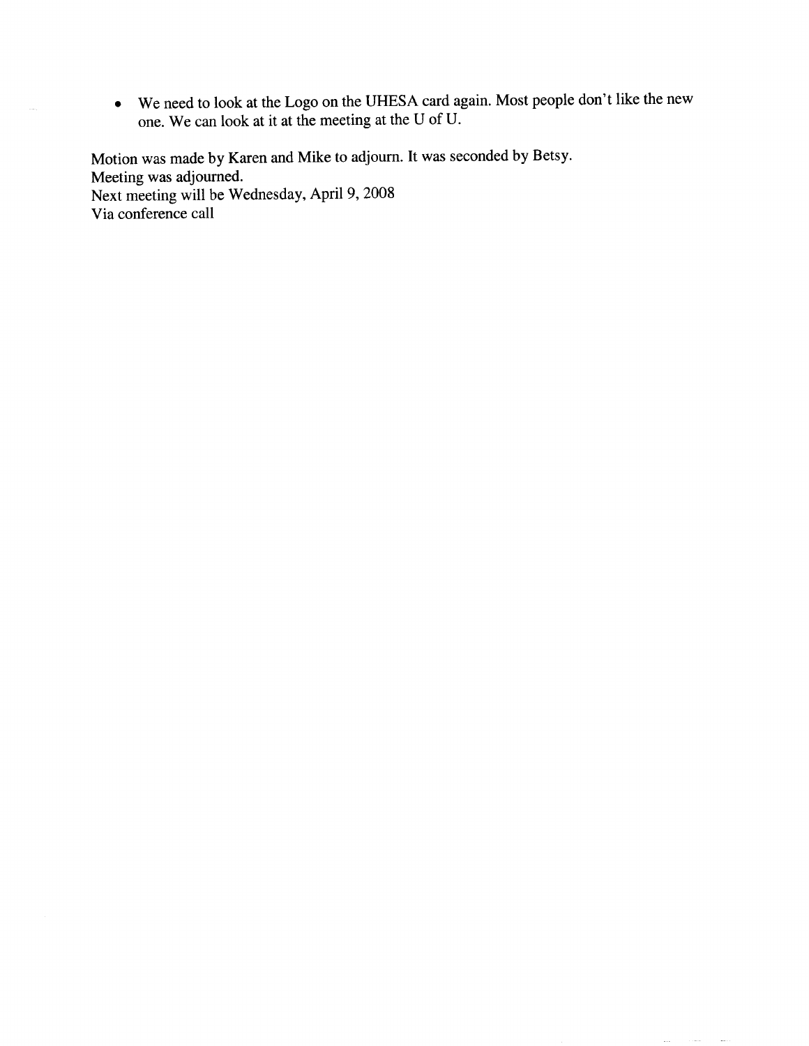- We need to look at the Logo on the UHESA card again. Most people don't like the new one. We can look at it at the meeting at the U of U.

Motion was made by Karen and Mike to adjourn. It was seconded by Betsy.
Meeting was adjourned.
Next meeting will be Wednesday, April 9, 2008
Via conference call